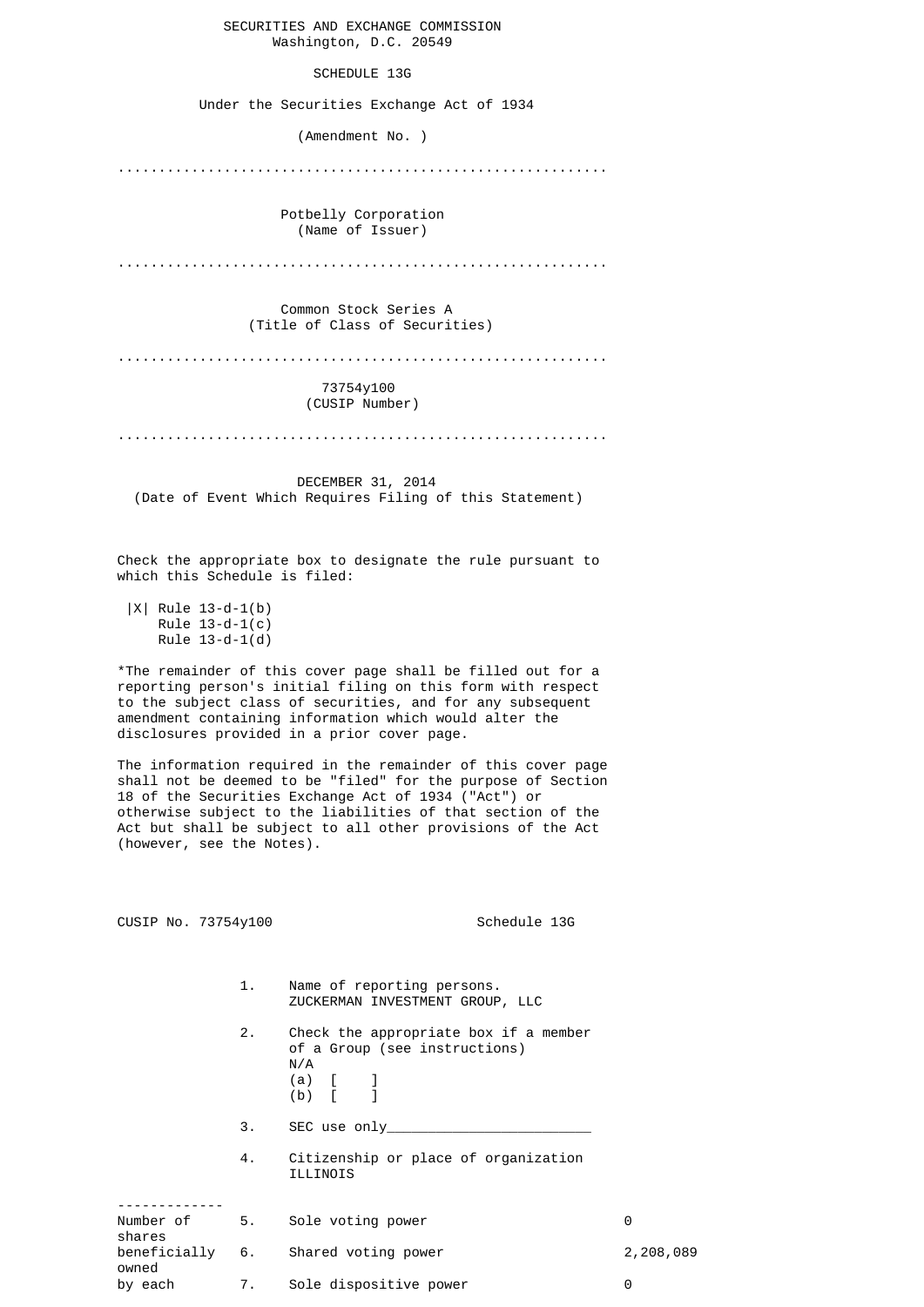SECURITIES AND EXCHANGE COMMISSION
Washington, D.C. 20549

SCHEDULE 13G

Under the Securities Exchange Act of 1934

(Amendment No. )

..........................................................

Potbelly Corporation
(Name of Issuer)

..........................................................

Common Stock Series A
(Title of Class of Securities)

..........................................................

73754y100
(CUSIP Number)

..........................................................

DECEMBER 31, 2014
(Date of Event Which Requires Filing of this Statement)

Check the appropriate box to designate the rule pursuant to which this Schedule is filed:

|X| Rule 13-d-1(b)
Rule 13-d-1(c)
Rule 13-d-1(d)

*The remainder of this cover page shall be filled out for a reporting person's initial filing on this form with respect to the subject class of securities, and for any subsequent amendment containing information which would alter the disclosures provided in a prior cover page.

The information required in the remainder of this cover page shall not be deemed to be "filed" for the purpose of Section 18 of the Securities Exchange Act of 1934 ("Act") or otherwise subject to the liabilities of that section of the Act but shall be subject to all other provisions of the Act (however, see the Notes).

CUSIP No. 73754y100 Schedule 13G

1. Name of reporting persons.
ZUCKERMAN INVESTMENT GROUP, LLC

2. Check the appropriate box if a member of a Group (see instructions)
N/A
(a) [ ]
(b) [ ]

3. SEC use only________________________

4. Citizenship or place of organization
ILLINOIS

| | | | |
|---|---|---|---|
| Number of shares | 5. | Sole voting power | 0 |
| beneficially owned | 6. | Shared voting power | 2,208,089 |
| by each | 7. | Sole dispositive power | 0 |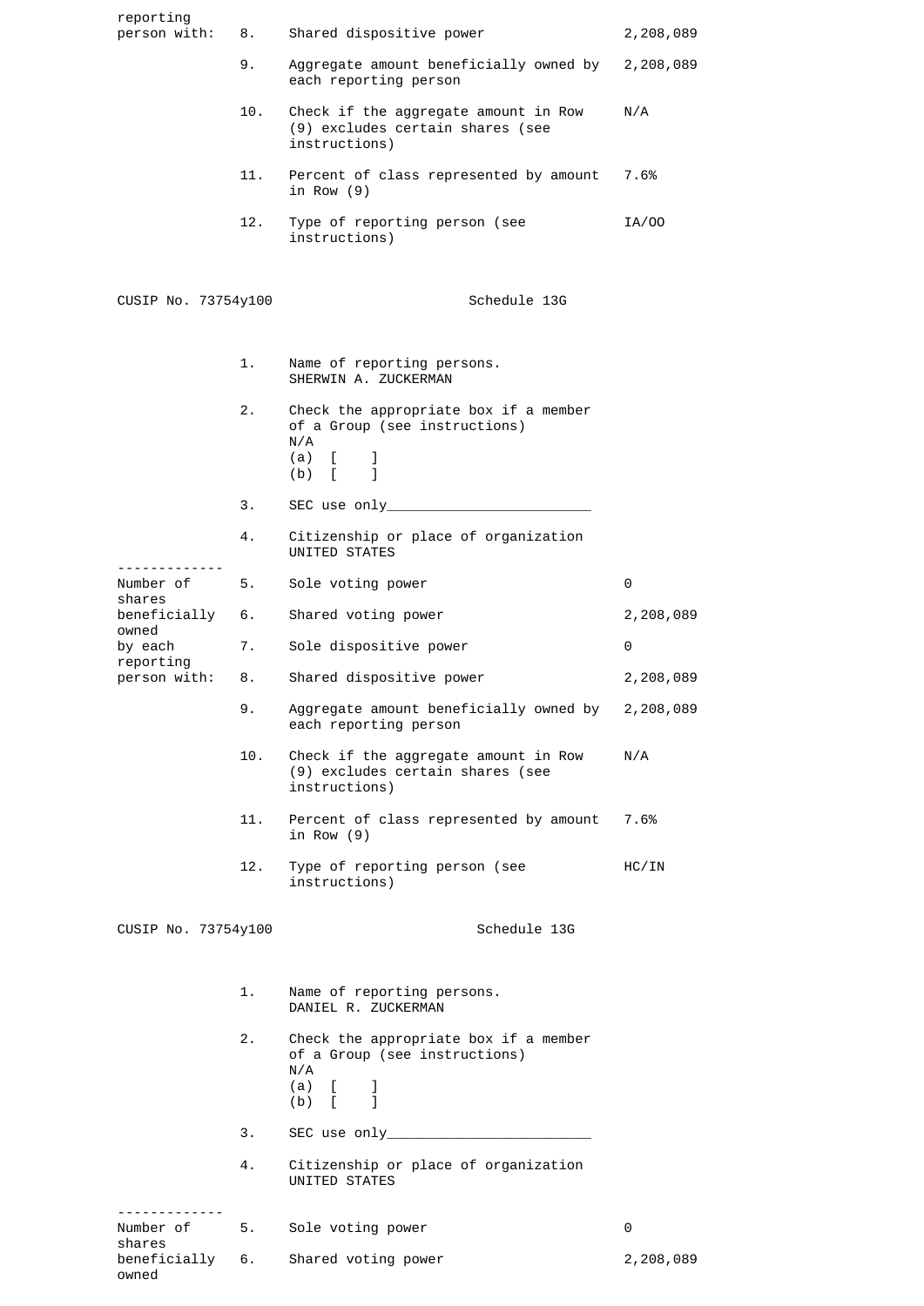| | | | |
|---|---|---|---|
| reporting person with: | 8. | Shared dispositive power | 2,208,089 |
| | 9. | Aggregate amount beneficially owned by each reporting person | 2,208,089 |
| | 10. | Check if the aggregate amount in Row (9) excludes certain shares (see instructions) | N/A |
| | 11. | Percent of class represented by amount in Row (9) | 7.6% |
| | 12. | Type of reporting person (see instructions) | IA/OO |

CUSIP No. 73754y100 Schedule 13G

1. Name of reporting persons.
   SHERWIN A. ZUCKERMAN

2. Check the appropriate box if a member of a Group (see instructions)
   N/A
   (a) [ ]
   (b) [ ]

3. SEC use only________________________

4. Citizenship or place of organization
   UNITED STATES

| | | | |
|---|---|---|---|
| Number of shares beneficially owned by each reporting person with: | 5. | Sole voting power | 0 |
| | 6. | Shared voting power | 2,208,089 |
| | 7. | Sole dispositive power | 0 |
| | 8. | Shared dispositive power | 2,208,089 |
| | 9. | Aggregate amount beneficially owned by each reporting person | 2,208,089 |
| | 10. | Check if the aggregate amount in Row (9) excludes certain shares (see instructions) | N/A |
| | 11. | Percent of class represented by amount in Row (9) | 7.6% |
| | 12. | Type of reporting person (see instructions) | HC/IN |

CUSIP No. 73754y100 Schedule 13G

1. Name of reporting persons.
   DANIEL R. ZUCKERMAN

2. Check the appropriate box if a member of a Group (see instructions)
   N/A
   (a) [ ]
   (b) [ ]

3. SEC use only________________________

4. Citizenship or place of organization
   UNITED STATES

| | | | |
|---|---|---|---|
| Number of shares beneficially owned | 5. | Sole voting power | 0 |
| | 6. | Shared voting power | 2,208,089 |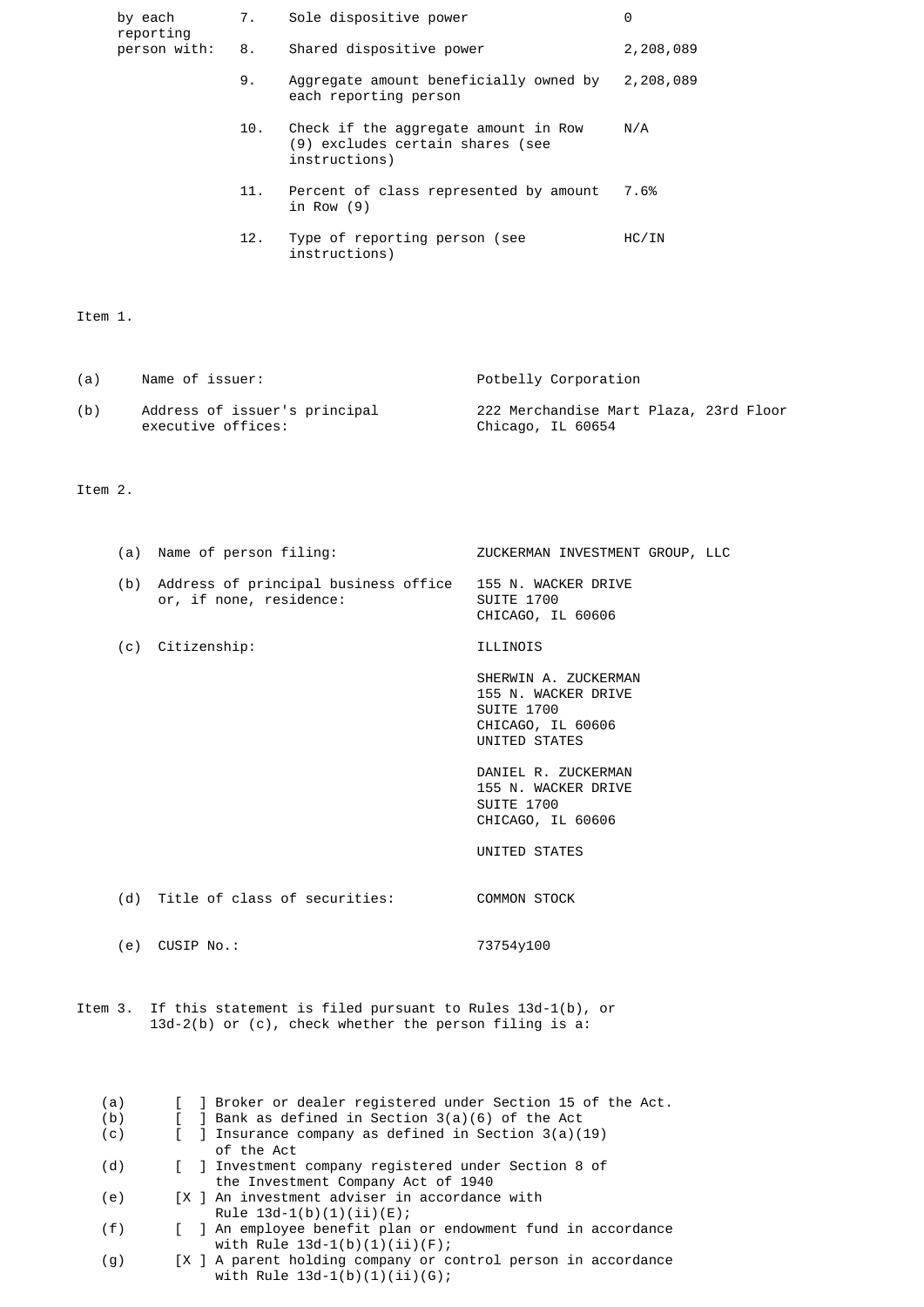| by each reporting person with: | 7. | Sole dispositive power | 0 |
|---|---|---|---|
| | 8. | Shared dispositive power | 2,208,089 |
| | 9. | Aggregate amount beneficially owned by each reporting person | 2,208,089 |
| | 10. | Check if the aggregate amount in Row (9) excludes certain shares (see instructions) | N/A |
| | 11. | Percent of class represented by amount in Row (9) | 7.6% |
| | 12. | Type of reporting person (see instructions) | HC/IN |

Item 1.

| | | |
|---|---|---|
| (a) | Name of issuer: | Potbelly Corporation |
| (b) | Address of issuer's principal executive offices: | 222 Merchandise Mart Plaza, 23rd Floor<br>Chicago, IL 60654 |

Item 2.

| | | |
|---|---|---|
| (a) | Name of person filing: | ZUCKERMAN INVESTMENT GROUP, LLC |
| (b) | Address of principal business office or, if none, residence: | 155 N. WACKER DRIVE<br>SUITE 1700<br>CHICAGO, IL 60606 |
| (c) | Citizenship: | ILLINOIS |
| | | SHERWIN A. ZUCKERMAN<br>155 N. WACKER DRIVE<br>SUITE 1700<br>CHICAGO, IL 60606<br>UNITED STATES |
| | | DANIEL R. ZUCKERMAN<br>155 N. WACKER DRIVE<br>SUITE 1700<br>CHICAGO, IL 60606<br><br>UNITED STATES |
| (d) | Title of class of securities: | COMMON STOCK |
| (e) | CUSIP No.: | 73754y100 |

Item 3. If this statement is filed pursuant to Rules 13d-1(b), or 13d-2(b) or (c), check whether the person filing is a:

(a) [ ] Broker or dealer registered under Section 15 of the Act.
(b) [ ] Bank as defined in Section 3(a)(6) of the Act
(c) [ ] Insurance company as defined in Section 3(a)(19) of the Act
(d) [ ] Investment company registered under Section 8 of the Investment Company Act of 1940
(e) [X ] An investment adviser in accordance with Rule 13d-1(b)(1)(ii)(E);
(f) [ ] An employee benefit plan or endowment fund in accordance with Rule 13d-1(b)(1)(ii)(F);
(g) [X ] A parent holding company or control person in accordance with Rule 13d-1(b)(1)(ii)(G);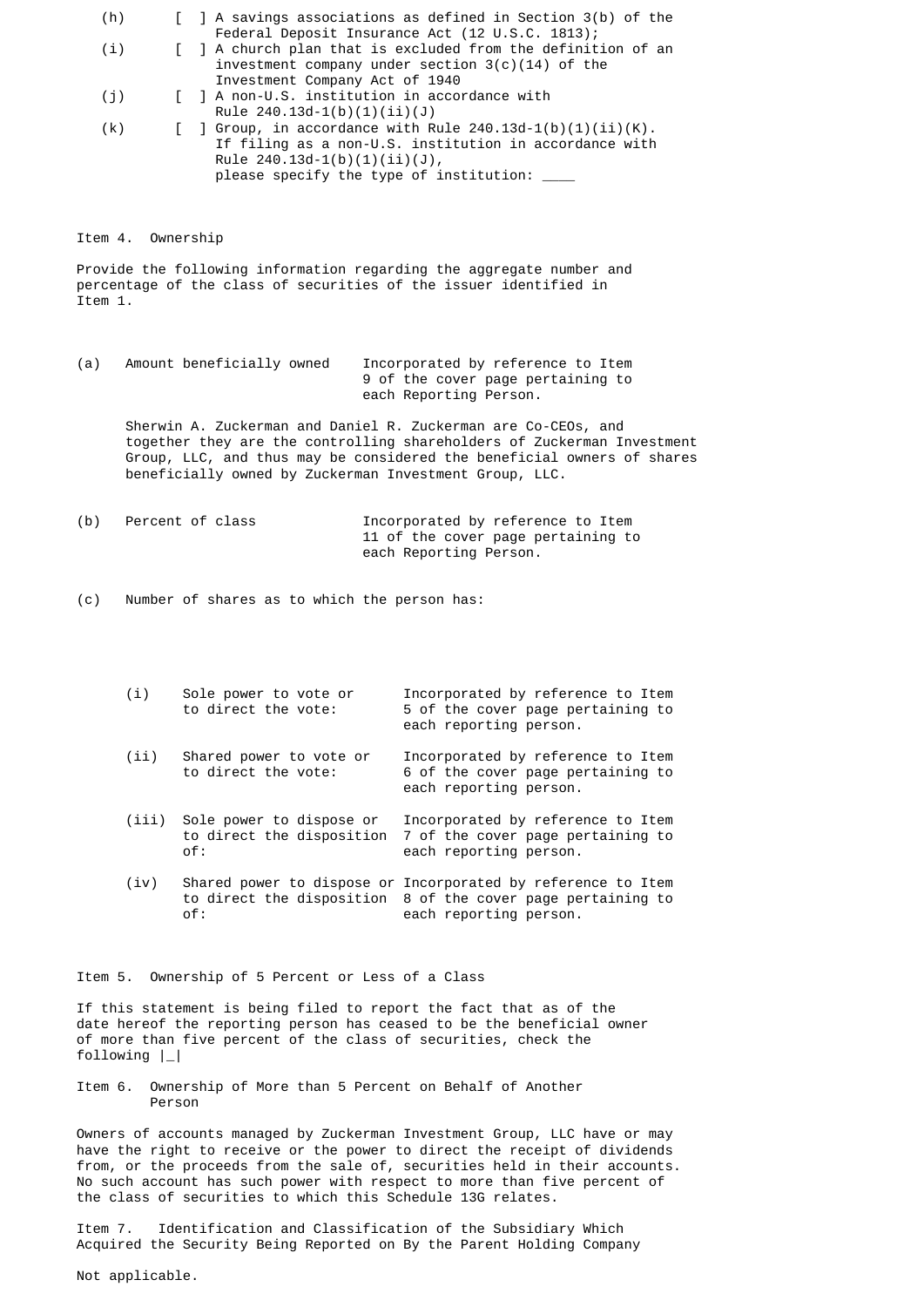(h) [ ] A savings associations as defined in Section 3(b) of the Federal Deposit Insurance Act (12 U.S.C. 1813);

(i) [ ] A church plan that is excluded from the definition of an investment company under section 3(c)(14) of the Investment Company Act of 1940

(j) [ ] A non-U.S. institution in accordance with Rule 240.13d-1(b)(1)(ii)(J)

(k) [ ] Group, in accordance with Rule 240.13d-1(b)(1)(ii)(K). If filing as a non-U.S. institution in accordance with Rule 240.13d-1(b)(1)(ii)(J), please specify the type of institution: ____

Item 4. Ownership

Provide the following information regarding the aggregate number and percentage of the class of securities of the issuer identified in Item 1.

(a) Amount beneficially owned — Incorporated by reference to Item 9 of the cover page pertaining to each Reporting Person.

Sherwin A. Zuckerman and Daniel R. Zuckerman are Co-CEOs, and together they are the controlling shareholders of Zuckerman Investment Group, LLC, and thus may be considered the beneficial owners of shares beneficially owned by Zuckerman Investment Group, LLC.

(b) Percent of class — Incorporated by reference to Item 11 of the cover page pertaining to each Reporting Person.

(c) Number of shares as to which the person has:

(i) Sole power to vote or to direct the vote: — Incorporated by reference to Item 5 of the cover page pertaining to each reporting person.

(ii) Shared power to vote or to direct the vote: — Incorporated by reference to Item 6 of the cover page pertaining to each reporting person.

(iii) Sole power to dispose or to direct the disposition of: — Incorporated by reference to Item 7 of the cover page pertaining to each reporting person.

(iv) Shared power to dispose or to direct the disposition of: — Incorporated by reference to Item 8 of the cover page pertaining to each reporting person.

Item 5. Ownership of 5 Percent or Less of a Class

If this statement is being filed to report the fact that as of the date hereof the reporting person has ceased to be the beneficial owner of more than five percent of the class of securities, check the following |_|

Item 6. Ownership of More than 5 Percent on Behalf of Another Person

Owners of accounts managed by Zuckerman Investment Group, LLC have or may have the right to receive or the power to direct the receipt of dividends from, or the proceeds from the sale of, securities held in their accounts. No such account has such power with respect to more than five percent of the class of securities to which this Schedule 13G relates.

Item 7. Identification and Classification of the Subsidiary Which Acquired the Security Being Reported on By the Parent Holding Company

Not applicable.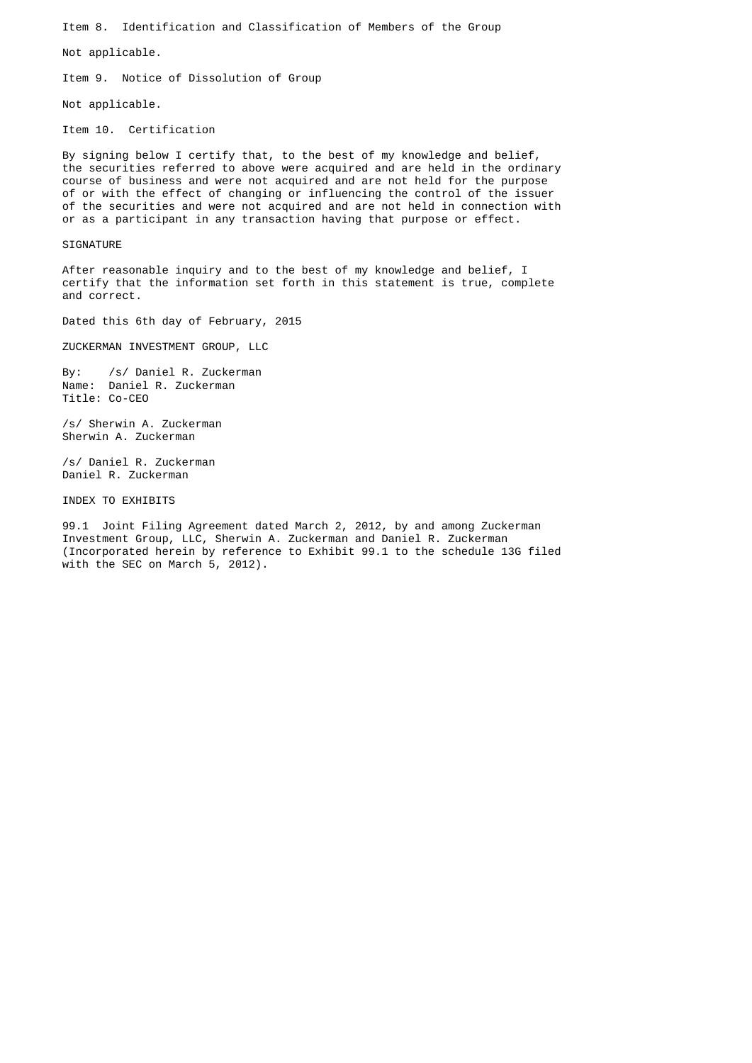Item 8. Identification and Classification of Members of the Group

Not applicable.

Item 9. Notice of Dissolution of Group

Not applicable.

Item 10. Certification

By signing below I certify that, to the best of my knowledge and belief, the securities referred to above were acquired and are held in the ordinary course of business and were not acquired and are not held for the purpose of or with the effect of changing or influencing the control of the issuer of the securities and were not acquired and are not held in connection with or as a participant in any transaction having that purpose or effect.

SIGNATURE

After reasonable inquiry and to the best of my knowledge and belief, I certify that the information set forth in this statement is true, complete and correct.

Dated this 6th day of February, 2015

ZUCKERMAN INVESTMENT GROUP, LLC

By: /s/ Daniel R. Zuckerman
Name: Daniel R. Zuckerman
Title: Co-CEO

/s/ Sherwin A. Zuckerman
Sherwin A. Zuckerman

/s/ Daniel R. Zuckerman
Daniel R. Zuckerman

INDEX TO EXHIBITS

99.1 Joint Filing Agreement dated March 2, 2012, by and among Zuckerman Investment Group, LLC, Sherwin A. Zuckerman and Daniel R. Zuckerman (Incorporated herein by reference to Exhibit 99.1 to the schedule 13G filed with the SEC on March 5, 2012).